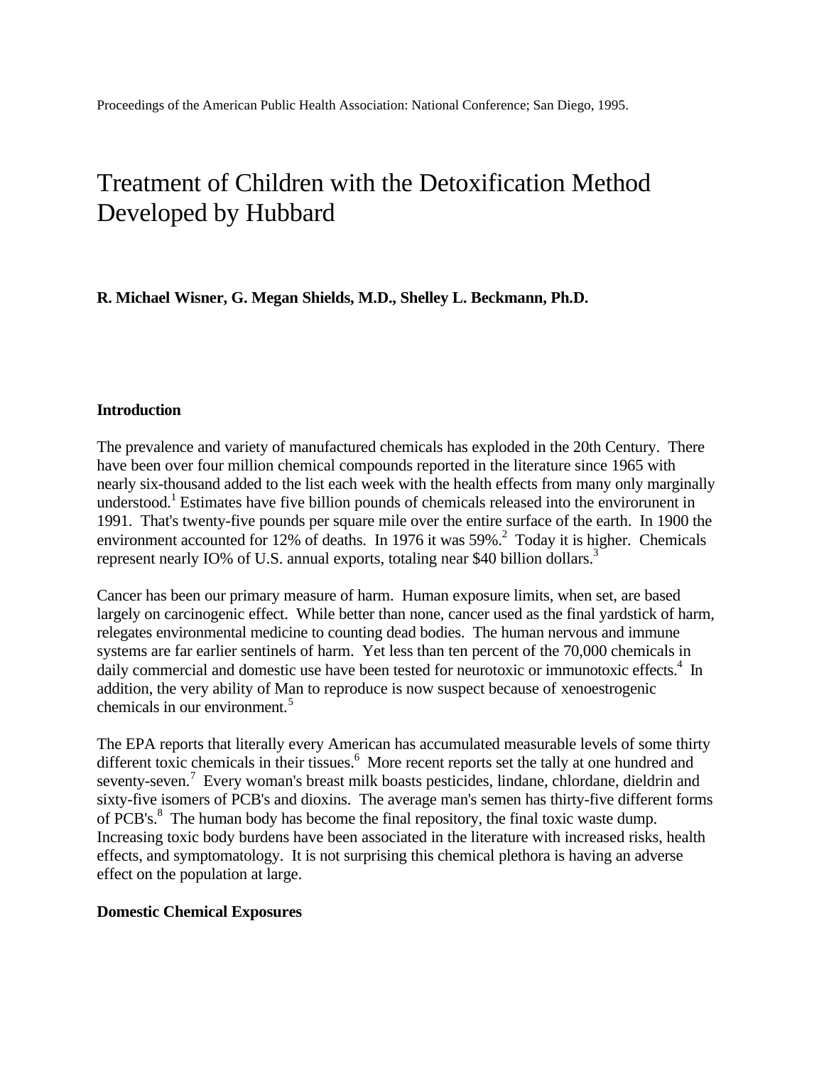Proceedings of the American Public Health Association: National Conference; San Diego, 1995.

# Treatment of Children with the Detoxification Method Developed by Hubbard

**R. Michael Wisner, G. Megan Shields, M.D., Shelley L. Beckmann, Ph.D.**

## Introduction

The prevalence and variety of manufactured chemicals has exploded in the 20th Century. There have been over four million chemical compounds reported in the literature since 1965 with nearly six-thousand added to the list each week with the health effects from many only marginally understood.[1] Estimates have five billion pounds of chemicals released into the envirorunent in 1991. That's twenty-five pounds per square mile over the entire surface of the earth. In 1900 the environment accounted for 12% of deaths. In 1976 it was 59%.[2] Today it is higher. Chemicals represent nearly IO% of U.S. annual exports, totaling near $40 billion dollars.[3]

Cancer has been our primary measure of harm. Human exposure limits, when set, are based largely on carcinogenic effect. While better than none, cancer used as the final yardstick of harm, relegates environmental medicine to counting dead bodies. The human nervous and immune systems are far earlier sentinels of harm. Yet less than ten percent of the 70,000 chemicals in daily commercial and domestic use have been tested for neurotoxic or immunotoxic effects.[4] In addition, the very ability of Man to reproduce is now suspect because of xenoestrogenic chemicals in our environment.[5]

The EPA reports that literally every American has accumulated measurable levels of some thirty different toxic chemicals in their tissues.[6] More recent reports set the tally at one hundred and seventy-seven.[7] Every woman's breast milk boasts pesticides, lindane, chlordane, dieldrin and sixty-five isomers of PCB's and dioxins. The average man's semen has thirty-five different forms of PCB's.[8] The human body has become the final repository, the final toxic waste dump. Increasing toxic body burdens have been associated in the literature with increased risks, health effects, and symptomatology. It is not surprising this chemical plethora is having an adverse effect on the population at large.

## Domestic Chemical Exposures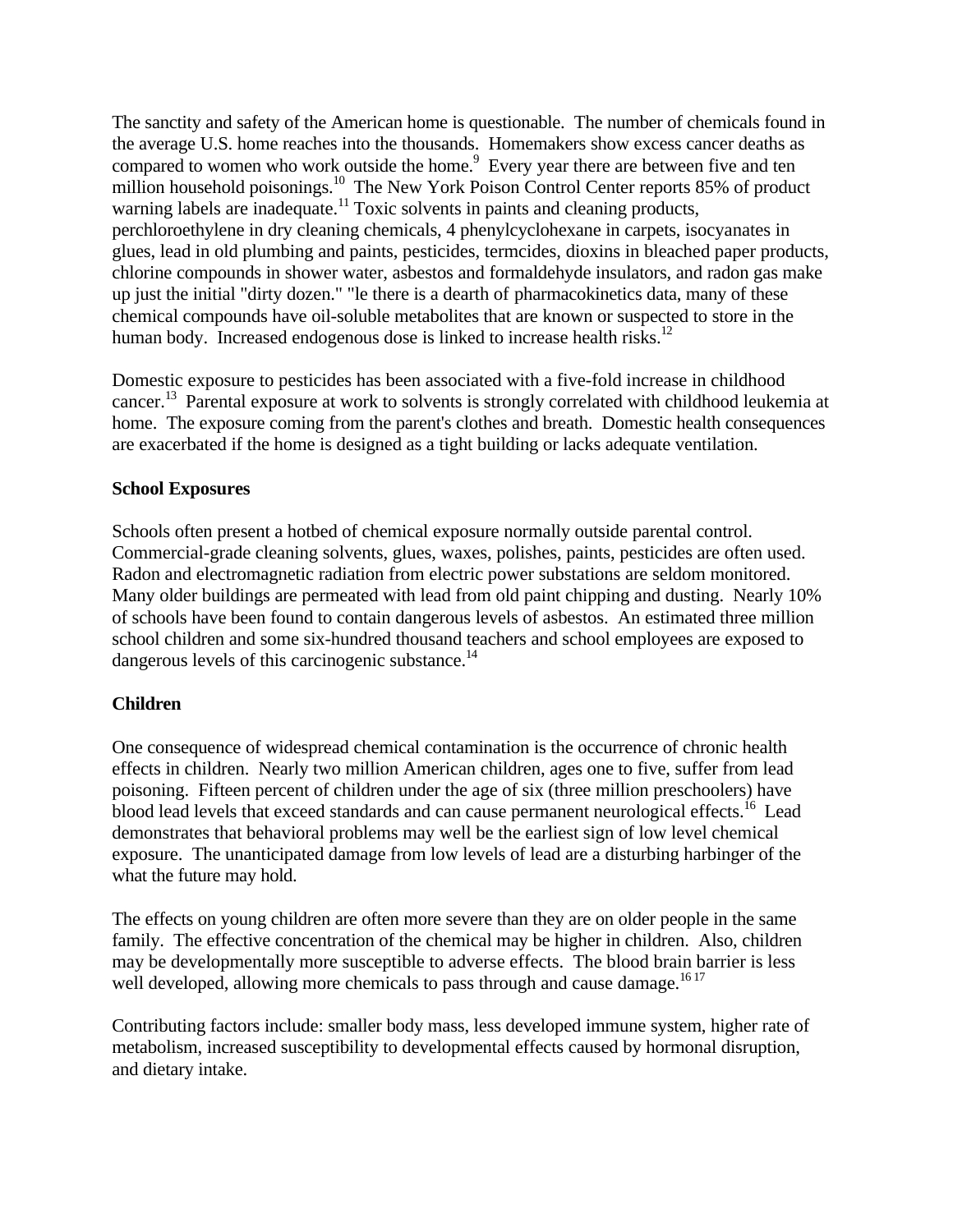The sanctity and safety of the American home is questionable. The number of chemicals found in the average U.S. home reaches into the thousands. Homemakers show excess cancer deaths as compared to women who work outside the home.[9] Every year there are between five and ten million household poisonings.[10] The New York Poison Control Center reports 85% of product warning labels are inadequate.[11] Toxic solvents in paints and cleaning products, perchloroethylene in dry cleaning chemicals, 4 phenylcyclohexane in carpets, isocyanates in glues, lead in old plumbing and paints, pesticides, termcides, dioxins in bleached paper products, chlorine compounds in shower water, asbestos and formaldehyde insulators, and radon gas make up just the initial "dirty dozen." "le there is a dearth of pharmacokinetics data, many of these chemical compounds have oil-soluble metabolites that are known or suspected to store in the human body. Increased endogenous dose is linked to increase health risks.[12]

Domestic exposure to pesticides has been associated with a five-fold increase in childhood cancer.[13] Parental exposure at work to solvents is strongly correlated with childhood leukemia at home. The exposure coming from the parent's clothes and breath. Domestic health consequences are exacerbated if the home is designed as a tight building or lacks adequate ventilation.

**School Exposures**

Schools often present a hotbed of chemical exposure normally outside parental control. Commercial-grade cleaning solvents, glues, waxes, polishes, paints, pesticides are often used. Radon and electromagnetic radiation from electric power substations are seldom monitored. Many older buildings are permeated with lead from old paint chipping and dusting. Nearly 10% of schools have been found to contain dangerous levels of asbestos. An estimated three million school children and some six-hundred thousand teachers and school employees are exposed to dangerous levels of this carcinogenic substance.[14]

**Children**

One consequence of widespread chemical contamination is the occurrence of chronic health effects in children. Nearly two million American children, ages one to five, suffer from lead poisoning. Fifteen percent of children under the age of six (three million preschoolers) have blood lead levels that exceed standards and can cause permanent neurological effects.[16] Lead demonstrates that behavioral problems may well be the earliest sign of low level chemical exposure. The unanticipated damage from low levels of lead are a disturbing harbinger of the what the future may hold.

The effects on young children are often more severe than they are on older people in the same family. The effective concentration of the chemical may be higher in children. Also, children may be developmentally more susceptible to adverse effects. The blood brain barrier is less well developed, allowing more chemicals to pass through and cause damage.[16,17]

Contributing factors include: smaller body mass, less developed immune system, higher rate of metabolism, increased susceptibility to developmental effects caused by hormonal disruption, and dietary intake.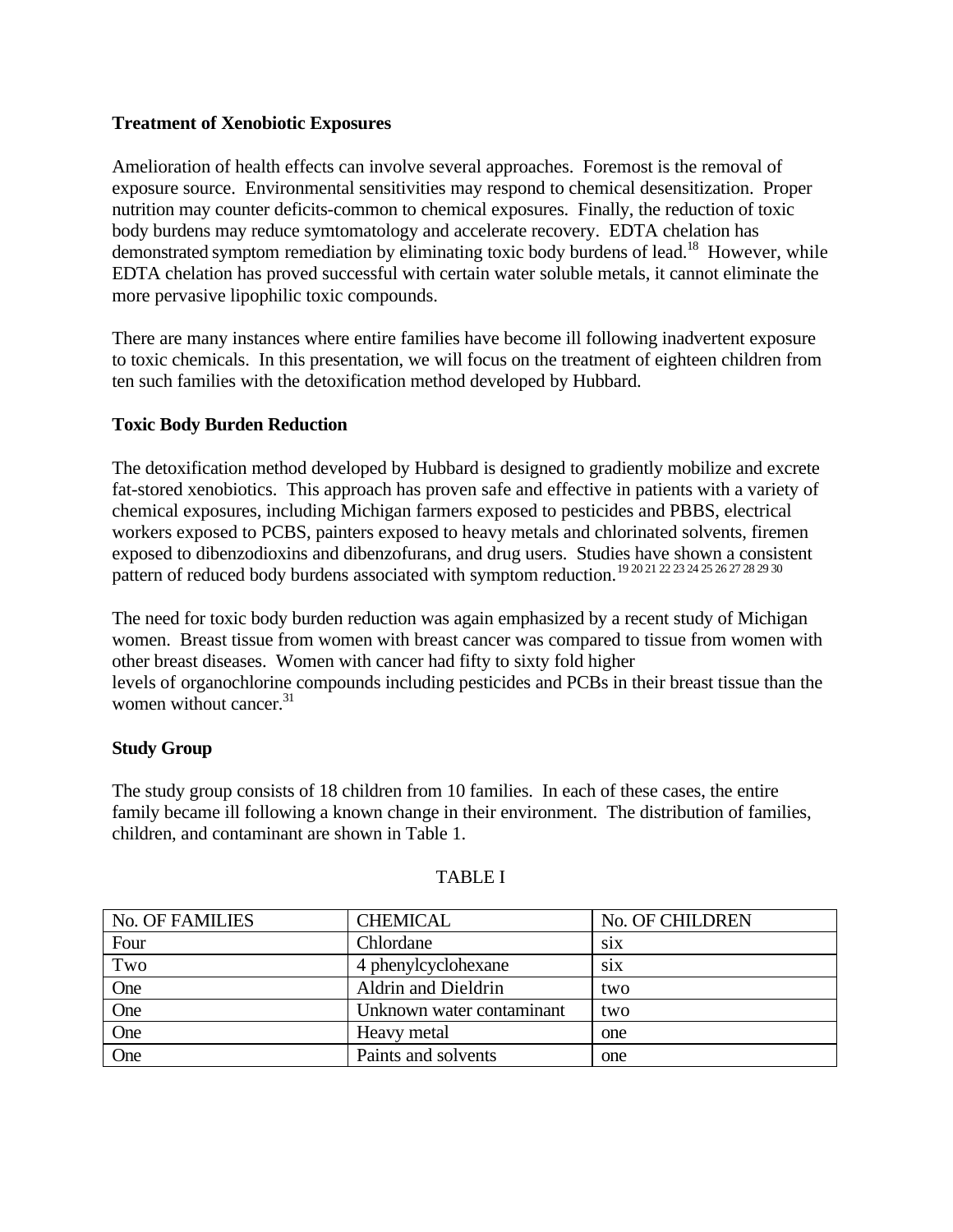**Treatment of Xenobiotic Exposures**

Amelioration of health effects can involve several approaches. Foremost is the removal of exposure source. Environmental sensitivities may respond to chemical desensitization. Proper nutrition may counter deficits-common to chemical exposures. Finally, the reduction of toxic body burdens may reduce symtomatology and accelerate recovery. EDTA chelation has demonstrated symptom remediation by eliminating toxic body burdens of lead.[18] However, while EDTA chelation has proved successful with certain water soluble metals, it cannot eliminate the more pervasive lipophilic toxic compounds.

There are many instances where entire families have become ill following inadvertent exposure to toxic chemicals. In this presentation, we will focus on the treatment of eighteen children from ten such families with the detoxification method developed by Hubbard.

**Toxic Body Burden Reduction**

The detoxification method developed by Hubbard is designed to gradiently mobilize and excrete fat-stored xenobiotics. This approach has proven safe and effective in patients with a variety of chemical exposures, including Michigan farmers exposed to pesticides and PBBS, electrical workers exposed to PCBS, painters exposed to heavy metals and chlorinated solvents, firemen exposed to dibenzodioxins and dibenzofurans, and drug users. Studies have shown a consistent pattern of reduced body burdens associated with symptom reduction.[19 20 21 22 23 24 25 26 27 28 29 30]

The need for toxic body burden reduction was again emphasized by a recent study of Michigan women. Breast tissue from women with breast cancer was compared to tissue from women with other breast diseases. Women with cancer had fifty to sixty fold higher levels of organochlorine compounds including pesticides and PCBs in their breast tissue than the women without cancer.[31]

**Study Group**

The study group consists of 18 children from 10 families. In each of these cases, the entire family became ill following a known change in their environment. The distribution of families, children, and contaminant are shown in Table 1.

TABLE I

| No. OF FAMILIES | CHEMICAL | No. OF CHILDREN |
|---|---|---|
| Four | Chlordane | six |
| Two | 4 phenylcyclohexane | six |
| One | Aldrin and Dieldrin | two |
| One | Unknown water contaminant | two |
| One | Heavy metal | one |
| One | Paints and solvents | one |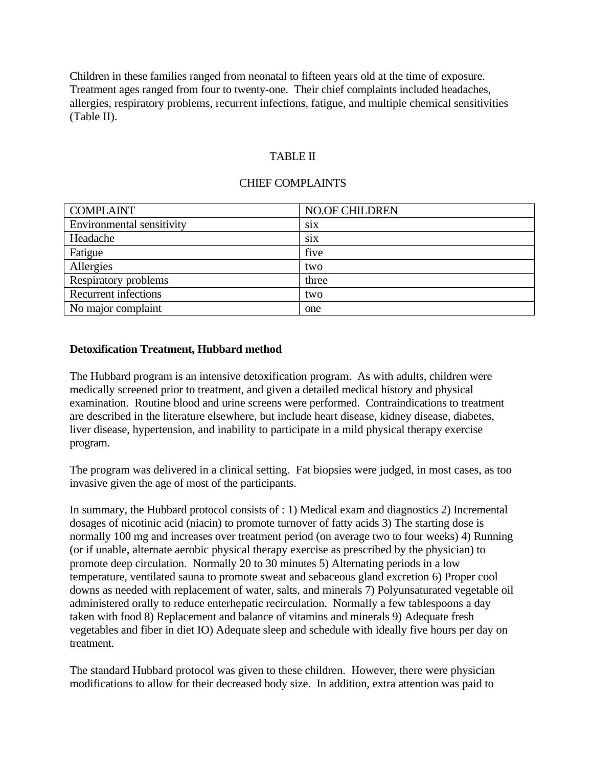Children in these families ranged from neonatal to fifteen years old at the time of exposure. Treatment ages ranged from four to twenty-one. Their chief complaints included headaches, allergies, respiratory problems, recurrent infections, fatigue, and multiple chemical sensitivities (Table II).

TABLE II

CHIEF COMPLAINTS

| COMPLAINT | NO.OF CHILDREN |
| --- | --- |
| Environmental sensitivity | six |
| Headache | six |
| Fatigue | five |
| Allergies | two |
| Respiratory problems | three |
| Recurrent infections | two |
| No major complaint | one |

**Detoxification Treatment, Hubbard method**

The Hubbard program is an intensive detoxification program. As with adults, children were medically screened prior to treatment, and given a detailed medical history and physical examination. Routine blood and urine screens were performed. Contraindications to treatment are described in the literature elsewhere, but include heart disease, kidney disease, diabetes, liver disease, hypertension, and inability to participate in a mild physical therapy exercise program.

The program was delivered in a clinical setting. Fat biopsies were judged, in most cases, as too invasive given the age of most of the participants.

In summary, the Hubbard protocol consists of : 1) Medical exam and diagnostics 2) Incremental dosages of nicotinic acid (niacin) to promote turnover of fatty acids 3) The starting dose is normally 100 mg and increases over treatment period (on average two to four weeks) 4) Running (or if unable, alternate aerobic physical therapy exercise as prescribed by the physician) to promote deep circulation. Normally 20 to 30 minutes 5) Alternating periods in a low temperature, ventilated sauna to promote sweat and sebaceous gland excretion 6) Proper cool downs as needed with replacement of water, salts, and minerals 7) Polyunsaturated vegetable oil administered orally to reduce enterhepatic recirculation. Normally a few tablespoons a day taken with food 8) Replacement and balance of vitamins and minerals 9) Adequate fresh vegetables and fiber in diet IO) Adequate sleep and schedule with ideally five hours per day on treatment.

The standard Hubbard protocol was given to these children. However, there were physician modifications to allow for their decreased body size. In addition, extra attention was paid to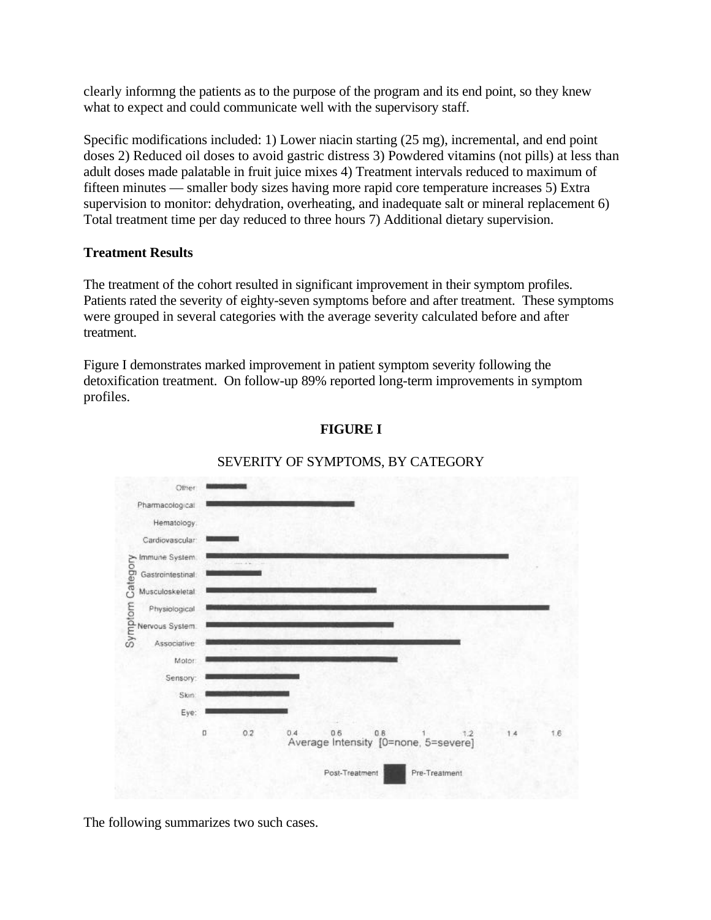clearly informng the patients as to the purpose of the program and its end point, so they knew what to expect and could communicate well with the supervisory staff.

Specific modifications included: 1) Lower niacin starting (25 mg), incremental, and end point doses 2) Reduced oil doses to avoid gastric distress 3) Powdered vitamins (not pills) at less than adult doses made palatable in fruit juice mixes 4) Treatment intervals reduced to maximum of fifteen minutes — smaller body sizes having more rapid core temperature increases 5) Extra supervision to monitor: dehydration, overheating, and inadequate salt or mineral replacement 6) Total treatment time per day reduced to three hours 7) Additional dietary supervision.

**Treatment Results**

The treatment of the cohort resulted in significant improvement in their symptom profiles. Patients rated the severity of eighty-seven symptoms before and after treatment. These symptoms were grouped in several categories with the average severity calculated before and after treatment.

Figure I demonstrates marked improvement in patient symptom severity following the detoxification treatment. On follow-up 89% reported long-term improvements in symptom profiles.

**FIGURE I**

SEVERITY OF SYMPTOMS, BY CATEGORY

The following summarizes two such cases.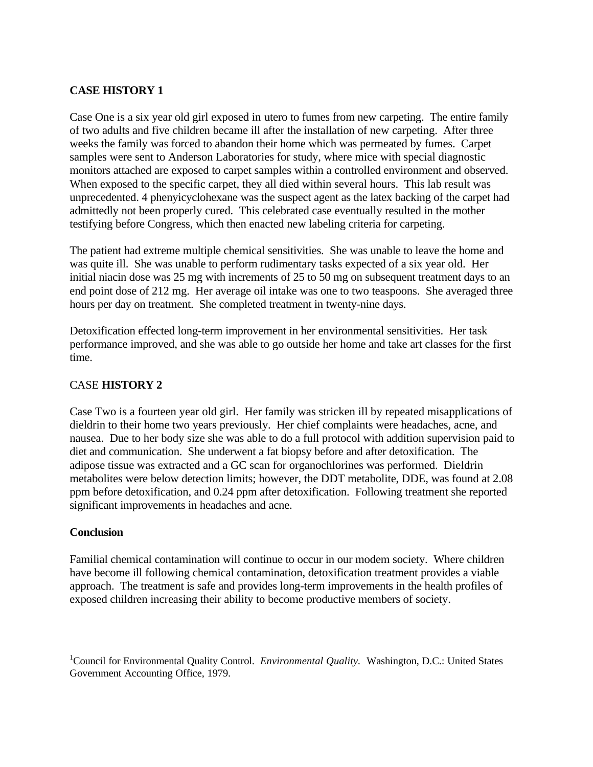**CASE HISTORY 1**

Case One is a six year old girl exposed in utero to fumes from new carpeting. The entire family of two adults and five children became ill after the installation of new carpeting. After three weeks the family was forced to abandon their home which was permeated by fumes. Carpet samples were sent to Anderson Laboratories for study, where mice with special diagnostic monitors attached are exposed to carpet samples within a controlled environment and observed. When exposed to the specific carpet, they all died within several hours. This lab result was unprecedented. 4 phenyicyclohexane was the suspect agent as the latex backing of the carpet had admittedly not been properly cured. This celebrated case eventually resulted in the mother testifying before Congress, which then enacted new labeling criteria for carpeting.

The patient had extreme multiple chemical sensitivities. She was unable to leave the home and was quite ill. She was unable to perform rudimentary tasks expected of a six year old. Her initial niacin dose was 25 mg with increments of 25 to 50 mg on subsequent treatment days to an end point dose of 212 mg. Her average oil intake was one to two teaspoons. She averaged three hours per day on treatment. She completed treatment in twenty-nine days.

Detoxification effected long-term improvement in her environmental sensitivities. Her task performance improved, and she was able to go outside her home and take art classes for the first time.

CASE **HISTORY 2**

Case Two is a fourteen year old girl. Her family was stricken ill by repeated misapplications of dieldrin to their home two years previously. Her chief complaints were headaches, acne, and nausea. Due to her body size she was able to do a full protocol with addition supervision paid to diet and communication. She underwent a fat biopsy before and after detoxification. The adipose tissue was extracted and a GC scan for organochlorines was performed. Dieldrin metabolites were below detection limits; however, the DDT metabolite, DDE, was found at 2.08 ppm before detoxification, and 0.24 ppm after detoxification. Following treatment she reported significant improvements in headaches and acne.

**Conclusion**

Familial chemical contamination will continue to occur in our modem society. Where children have become ill following chemical contamination, detoxification treatment provides a viable approach. The treatment is safe and provides long-term improvements in the health profiles of exposed children increasing their ability to become productive members of society.

[1]Council for Environmental Quality Control. *Environmental Quality*. Washington, D.C.: United States Government Accounting Office, 1979.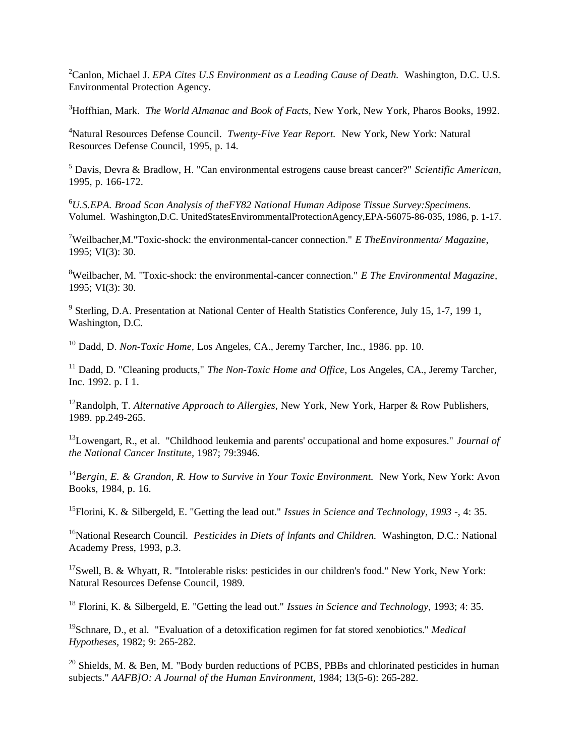[2]Canlon, Michael J. *EPA Cites U.S Environment as a Leading Cause of Death.* Washington, D.C. U.S. Environmental Protection Agency.

[3]Hoffhian, Mark. *The World AImanac and Book of Facts,* New York, New York, Pharos Books, 1992.

[4]Natural Resources Defense Council. *Twenty-Five Year Report.* New York, New York: Natural Resources Defense Council, 1995, p. 14.

[5] Davis, Devra & Bradlow, H. "Can environmental estrogens cause breast cancer?" *Scientific American,* 1995, p. 166-172.

[6]*U.S.EPA. Broad Scan Analysis of theFY82 National Human Adipose Tissue Survey:Specimens.* Volumel. Washington,D.C. UnitedStatesEnvirommentalProtectionAgency,EPA-56075-86-035, 1986, p. 1-17.

[7]Weilbacher,M."Toxic-shock: the environmental-cancer connection." *E TheEnvironmenta/ Magazine,* 1995; VI(3): 30.

[8]Weilbacher, M. "Toxic-shock: the environmental-cancer connection." *E The Environmental Magazine,* 1995; VI(3): 30.

[9] Sterling, D.A. Presentation at National Center of Health Statistics Conference, July 15, 1-7, 199 1, Washington, D.C.

[10] Dadd, D. *Non-Toxic Home,* Los Angeles, CA., Jeremy Tarcher, Inc., 1986. pp. 10.

[11] Dadd, D. "Cleaning products," *The Non-Toxic Home and Office,* Los Angeles, CA., Jeremy Tarcher, Inc. 1992. p. I 1.

[12]Randolph, T. *Alternative Approach to Allergies,* New York, New York, Harper & Row Publishers, 1989. pp.249-265.

[13]Lowengart, R., et al. "Childhood leukemia and parents' occupational and home exposures." *Journal of the National Cancer Institute,* 1987; 79:3946.

[14]*Bergin, E. & Grandon, R. How to Survive in Your Toxic Environment.* New York, New York: Avon Books, 1984, p. 16.

[15]Florini, K. & Silbergeld, E. "Getting the lead out." *Issues in Science and Technology, 1993* -, 4: 35.

[16]National Research Council. *Pesticides in Diets of lnfants and Children.* Washington, D.C.: National Academy Press, 1993, p.3.

[17]Swell, B. & Whyatt, R. "Intolerable risks: pesticides in our children's food." New York, New York: Natural Resources Defense Council, 1989.

[18] Florini, K. & Silbergeld, E. "Getting the lead out." *Issues in Science and Technology,* 1993; 4: 35.

[19]Schnare, D., et al. "Evaluation of a detoxification regimen for fat stored xenobiotics." *Medical Hypotheses,* 1982; 9: 265-282.

[20] Shields, M. & Ben, M. "Body burden reductions of PCBS, PBBs and chlorinated pesticides in human subjects." *AAFB]O: A Journal of the Human Environment,* 1984; 13(5-6): 265-282.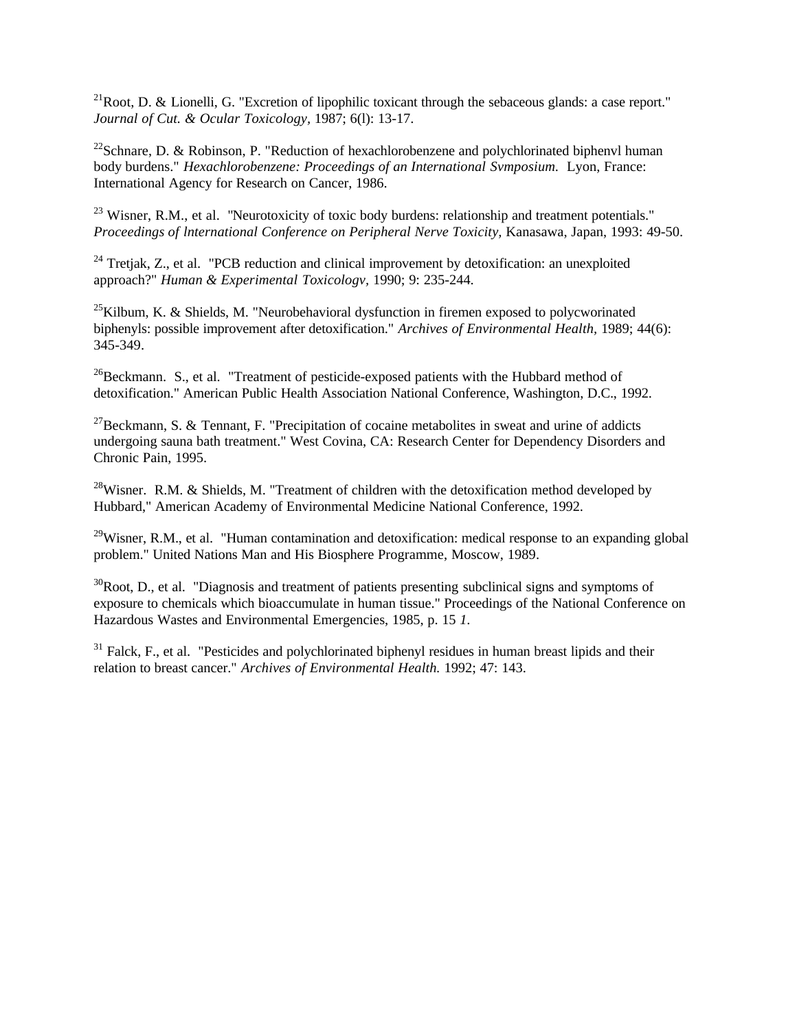[21]Root, D. & Lionelli, G. "Excretion of lipophilic toxicant through the sebaceous glands: a case report." *Journal of Cut. & Ocular Toxicology*, 1987; 6(l): 13-17.

[22]Schnare, D. & Robinson, P. "Reduction of hexachlorobenzene and polychlorinated biphenvl human body burdens." *Hexachlorobenzene: Proceedings of an International Svmposium.* Lyon, France: International Agency for Research on Cancer, 1986.

[23] Wisner, R.M., et al. "Neurotoxicity of toxic body burdens: relationship and treatment potentials." *Proceedings of lnternational Conference on Peripheral Nerve Toxicity*, Kanasawa, Japan, 1993: 49-50.

[24] Tretjak, Z., et al. "PCB reduction and clinical improvement by detoxification: an unexploited approach?" *Human & Experimental Toxicologv*, 1990; 9: 235-244.

[25]Kilbum, K. & Shields, M. "Neurobehavioral dysfunction in firemen exposed to polycworinated biphenyls: possible improvement after detoxification." *Archives of Environmental Health*, 1989; 44(6): 345-349.

[26]Beckmann. S., et al. "Treatment of pesticide-exposed patients with the Hubbard method of detoxification." American Public Health Association National Conference, Washington, D.C., 1992.

[27]Beckmann, S. & Tennant, F. "Precipitation of cocaine metabolites in sweat and urine of addicts undergoing sauna bath treatment." West Covina, CA: Research Center for Dependency Disorders and Chronic Pain, 1995.

[28]Wisner. R.M. & Shields, M. "Treatment of children with the detoxification method developed by Hubbard," American Academy of Environmental Medicine National Conference, 1992.

[29]Wisner, R.M., et al. "Human contamination and detoxification: medical response to an expanding global problem." United Nations Man and His Biosphere Programme, Moscow, 1989.

[30]Root, D., et al. "Diagnosis and treatment of patients presenting subclinical signs and symptoms of exposure to chemicals which bioaccumulate in human tissue." Proceedings of the National Conference on Hazardous Wastes and Environmental Emergencies, 1985, p. 15 *1*.

[31] Falck, F., et al. "Pesticides and polychlorinated biphenyl residues in human breast lipids and their relation to breast cancer." *Archives of Environmental Health.* 1992; 47: 143.